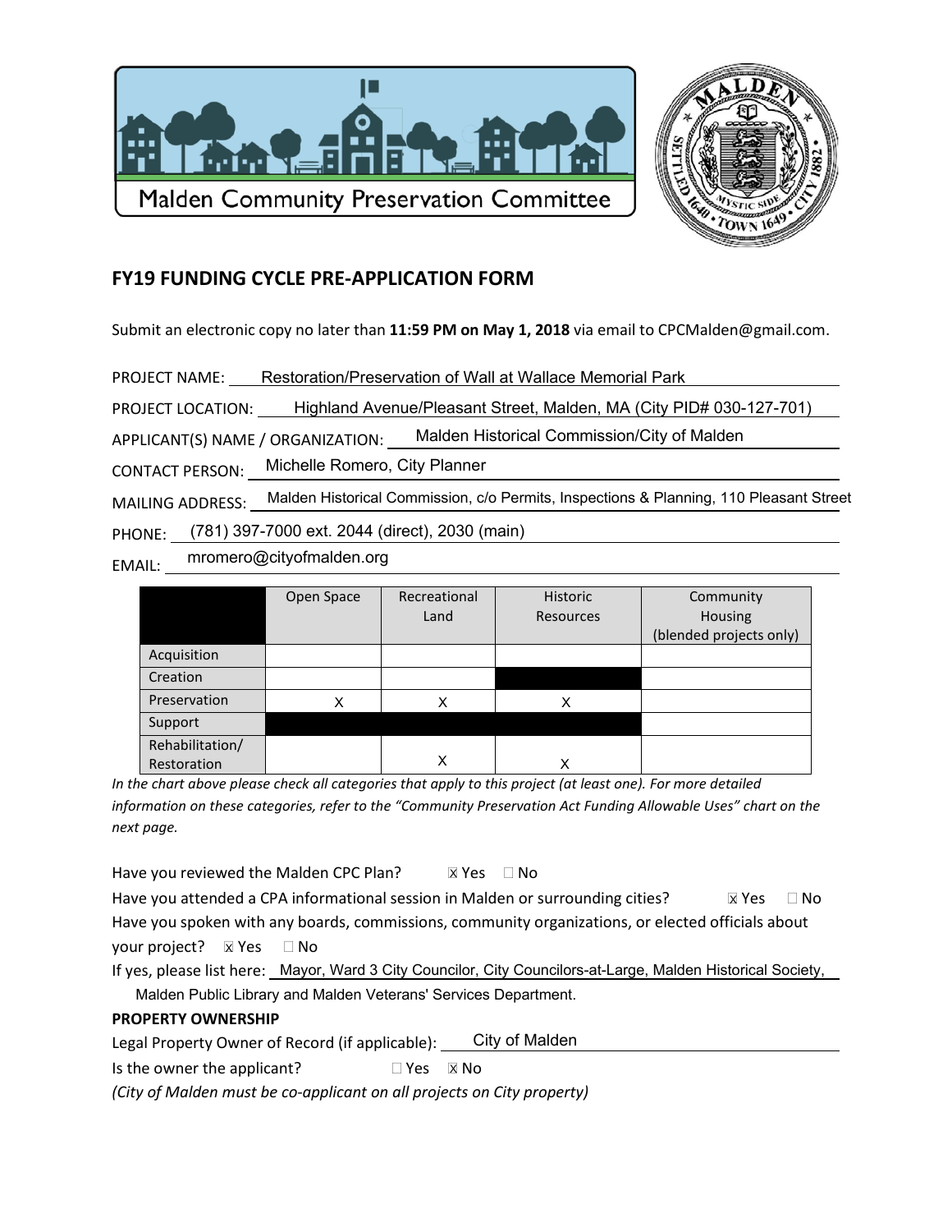Malden Community Preservation Committee

## FY19 FUNDING CYCLE PRE-APPLICATION FORM

Submit an electronic copy no later than **11:59 PM on May 1, 2018** via email to CPCMalden@gmail.com.

PROJECT NAME: Restoration/Preservation of Wall at Wallace Memorial Park

PROJECT LOCATION: Highland Avenue/Pleasant Street, Malden, MA (City PID# 030-127-701)

APPLICANT(S) NAME / ORGANIZATION: Malden Historical Commission/City of Malden

CONTACT PERSON: Michelle Romero, City Planner

MAILING ADDRESS: Malden Historical Commission, c/o Permits, Inspections & Planning, 110 Pleasant Street

PHONE: (781) 397-7000 ext. 2044 (direct), 2030 (main)

EMAIL: mromero@cityofmalden.org

| | Open Space | Recreational Land | Historic Resources | Community Housing (blended projects only) |
|---|---|---|---|---|
| Acquisition | | | | |
| Creation | | | | |
| Preservation | X | X | X | |
| Support | | | | |
| Rehabilitation/ Restoration | | X | X | |

*In the chart above please check all categories that apply to this project (at least one). For more detailed information on these categories, refer to the "Community Preservation Act Funding Allowable Uses" chart on the next page.*

Have you reviewed the Malden CPC Plan? ☒ Yes ☐ No

Have you attended a CPA informational session in Malden or surrounding cities? ☒ Yes ☐ No

Have you spoken with any boards, commissions, community organizations, or elected officials about your project? ☒ Yes ☐ No

If yes, please list here: Mayor, Ward 3 City Councilor, City Councilors-at-Large, Malden Historical Society, Malden Public Library and Malden Veterans' Services Department.

**PROPERTY OWNERSHIP**

Legal Property Owner of Record (if applicable): City of Malden

Is the owner the applicant? ☐ Yes ☒ No

*(City of Malden must be co-applicant on all projects on City property)*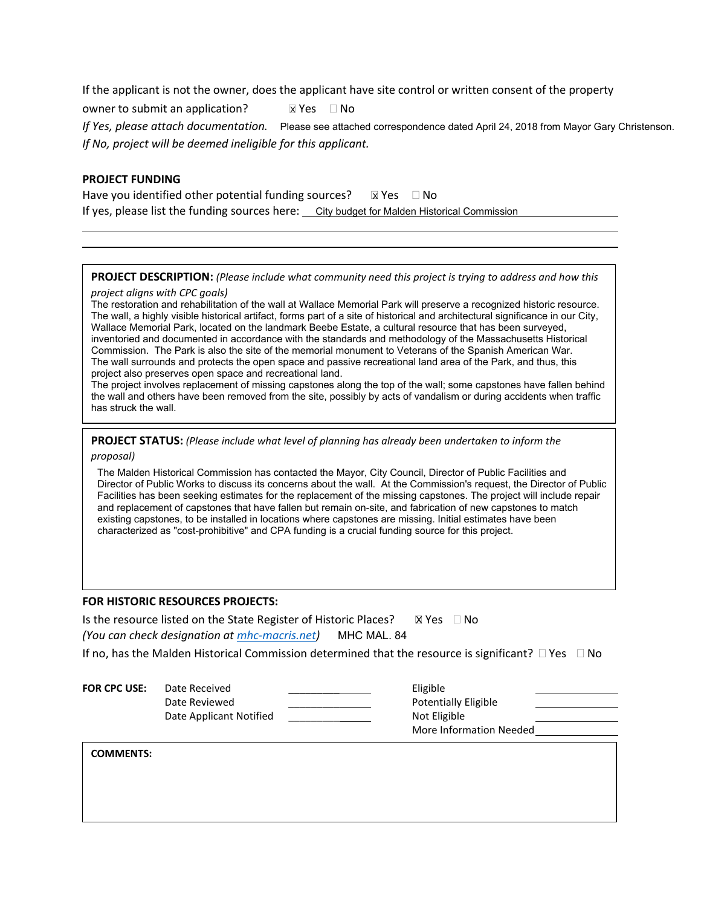If the applicant is not the owner, does the applicant have site control or written consent of the property owner to submit an application? ☒ Yes ☐ No

*If Yes, please attach documentation.* Please see attached correspondence dated April 24, 2018 from Mayor Gary Christenson.

*If No, project will be deemed ineligible for this applicant.*

**PROJECT FUNDING**

Have you identified other potential funding sources? ☒ Yes ☐ No

If yes, please list the funding sources here: City budget for Malden Historical Commission

**PROJECT DESCRIPTION:** *(Please include what community need this project is trying to address and how this project aligns with CPC goals)*

The restoration and rehabilitation of the wall at Wallace Memorial Park will preserve a recognized historic resource. The wall, a highly visible historical artifact, forms part of a site of historical and architectural significance in our City, Wallace Memorial Park, located on the landmark Beebe Estate, a cultural resource that has been surveyed, inventoried and documented in accordance with the standards and methodology of the Massachusetts Historical Commission. The Park is also the site of the memorial monument to Veterans of the Spanish American War. The wall surrounds and protects the open space and passive recreational land area of the Park, and thus, this project also preserves open space and recreational land.

The project involves replacement of missing capstones along the top of the wall; some capstones have fallen behind the wall and others have been removed from the site, possibly by acts of vandalism or during accidents when traffic has struck the wall.

**PROJECT STATUS:** *(Please include what level of planning has already been undertaken to inform the proposal)*

The Malden Historical Commission has contacted the Mayor, City Council, Director of Public Facilities and Director of Public Works to discuss its concerns about the wall. At the Commission's request, the Director of Public Facilities has been seeking estimates for the replacement of the missing capstones. The project will include repair and replacement of capstones that have fallen but remain on-site, and fabrication of new capstones to match existing capstones, to be installed in locations where capstones are missing. Initial estimates have been characterized as "cost-prohibitive" and CPA funding is a crucial funding source for this project.

**FOR HISTORIC RESOURCES PROJECTS:**

Is the resource listed on the State Register of Historic Places? ☒ Yes ☐ No

*(You can check designation at mhc-macris.net)* MHC MAL. 84

If no, has the Malden Historical Commission determined that the resource is significant? ☐ Yes ☐ No

| | | | | |
|---|---|---|---|---|
| **FOR CPC USE:** | Date Received | ________ | Eligible | ________ |
| | Date Reviewed | ________ | Potentially Eligible | ________ |
| | Date Applicant Notified | ________ | Not Eligible | ________ |
| | | | More Information Needed | ________ |

**COMMENTS:**